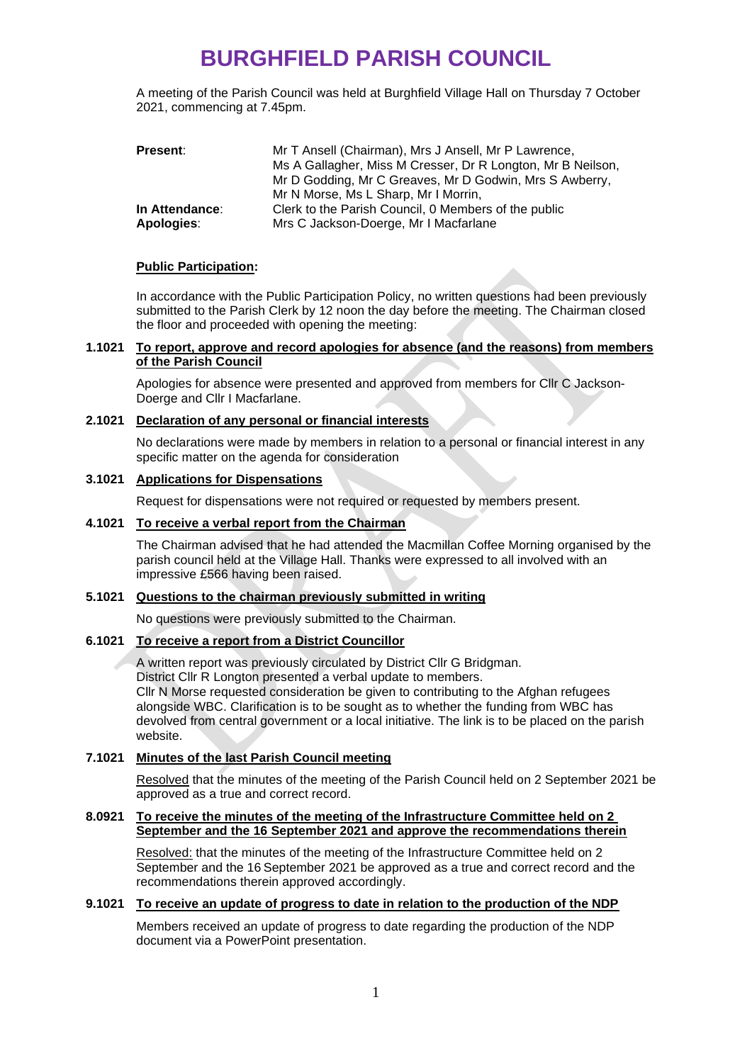# BURGHFIELD PARISH COUNCIL

A meeting of the Parish Council was held at Burghfield Village Hall on Thursday 7 October 2021, commencing at 7.45pm.

| | |
|---|---|
| **Present**: | Mr T Ansell (Chairman), Mrs J Ansell, Mr P Lawrence, Ms A Gallagher, Miss M Cresser, Dr R Longton, Mr B Neilson, Mr D Godding, Mr C Greaves, Mr D Godwin, Mrs S Awberry, Mr N Morse, Ms L Sharp, Mr I Morrin, |
| **In Attendance**: | Clerk to the Parish Council, 0 Members of the public |
| **Apologies**: | Mrs C Jackson-Doerge, Mr I Macfarlane |

**Public Participation:**

In accordance with the Public Participation Policy, no written questions had been previously submitted to the Parish Clerk by 12 noon the day before the meeting. The Chairman closed the floor and proceeded with opening the meeting:

**1.1021 To report, approve and record apologies for absence (and the reasons) from members of the Parish Council**

Apologies for absence were presented and approved from members for Cllr C Jackson-Doerge and Cllr I Macfarlane.

**2.1021 Declaration of any personal or financial interests**

No declarations were made by members in relation to a personal or financial interest in any specific matter on the agenda for consideration

**3.1021 Applications for Dispensations**

Request for dispensations were not required or requested by members present.

**4.1021 To receive a verbal report from the Chairman**

The Chairman advised that he had attended the Macmillan Coffee Morning organised by the parish council held at the Village Hall. Thanks were expressed to all involved with an impressive £566 having been raised.

**5.1021 Questions to the chairman previously submitted in writing**

No questions were previously submitted to the Chairman.

**6.1021 To receive a report from a District Councillor**

A written report was previously circulated by District Cllr G Bridgman.
District Cllr R Longton presented a verbal update to members.
Cllr N Morse requested consideration be given to contributing to the Afghan refugees alongside WBC. Clarification is to be sought as to whether the funding from WBC has devolved from central government or a local initiative. The link is to be placed on the parish website.

**7.1021 Minutes of the last Parish Council meeting**

Resolved that the minutes of the meeting of the Parish Council held on 2 September 2021 be approved as a true and correct record.

**8.0921 To receive the minutes of the meeting of the Infrastructure Committee held on 2 September and the 16 September 2021 and approve the recommendations therein**

Resolved: that the minutes of the meeting of the Infrastructure Committee held on 2 September and the 16 September 2021 be approved as a true and correct record and the recommendations therein approved accordingly.

**9.1021 To receive an update of progress to date in relation to the production of the NDP**

Members received an update of progress to date regarding the production of the NDP document via a PowerPoint presentation.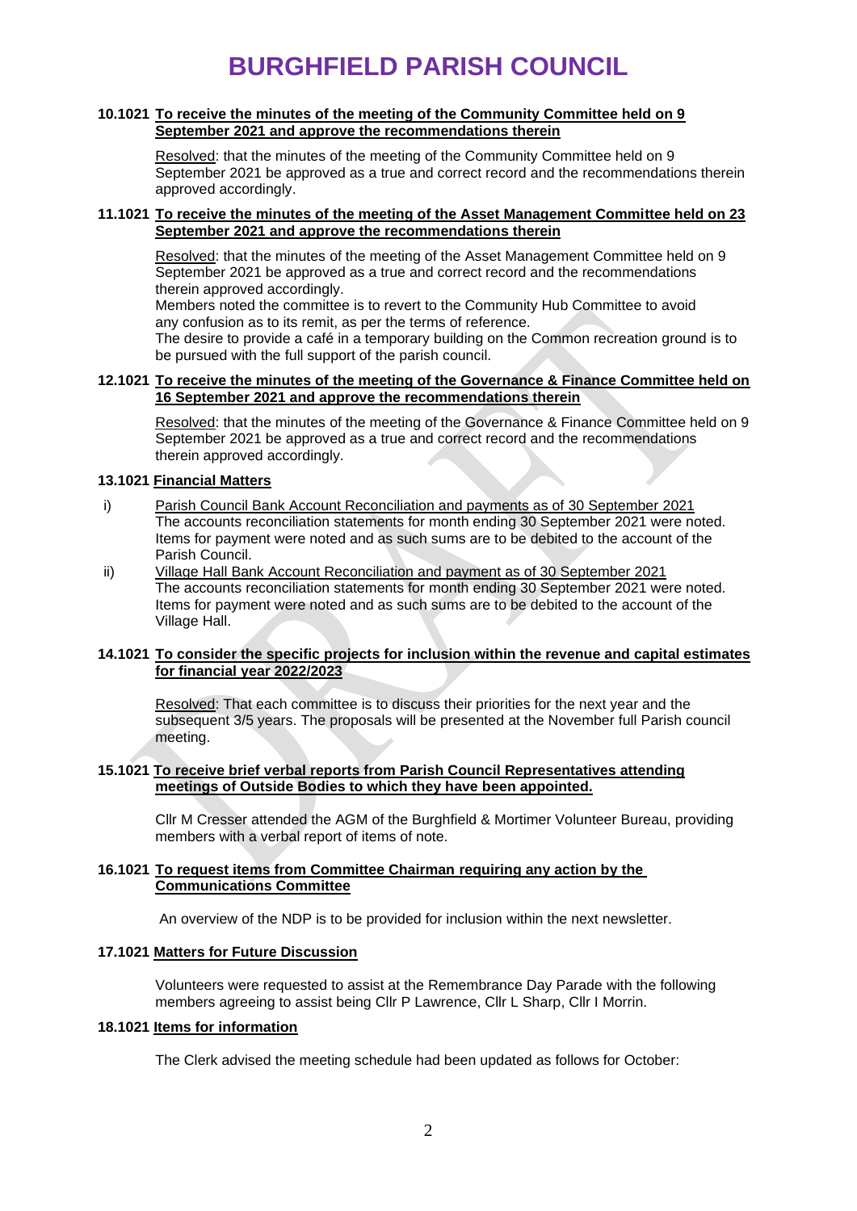# BURGHFIELD PARISH COUNCIL

**10.1021 To receive the minutes of the meeting of the Community Committee held on 9 September 2021 and approve the recommendations therein**

Resolved: that the minutes of the meeting of the Community Committee held on 9 September 2021 be approved as a true and correct record and the recommendations therein approved accordingly.

**11.1021 To receive the minutes of the meeting of the Asset Management Committee held on 23 September 2021 and approve the recommendations therein**

Resolved: that the minutes of the meeting of the Asset Management Committee held on 9 September 2021 be approved as a true and correct record and the recommendations therein approved accordingly.
Members noted the committee is to revert to the Community Hub Committee to avoid any confusion as to its remit, as per the terms of reference.
The desire to provide a café in a temporary building on the Common recreation ground is to be pursued with the full support of the parish council.

**12.1021 To receive the minutes of the meeting of the Governance & Finance Committee held on 16 September 2021 and approve the recommendations therein**

Resolved: that the minutes of the meeting of the Governance & Finance Committee held on 9 September 2021 be approved as a true and correct record and the recommendations therein approved accordingly.

**13.1021 Financial Matters**

i) Parish Council Bank Account Reconciliation and payments as of 30 September 2021
The accounts reconciliation statements for month ending 30 September 2021 were noted. Items for payment were noted and as such sums are to be debited to the account of the Parish Council.

ii) Village Hall Bank Account Reconciliation and payment as of 30 September 2021
The accounts reconciliation statements for month ending 30 September 2021 were noted. Items for payment were noted and as such sums are to be debited to the account of the Village Hall.

**14.1021 To consider the specific projects for inclusion within the revenue and capital estimates for financial year 2022/2023**

Resolved: That each committee is to discuss their priorities for the next year and the subsequent 3/5 years. The proposals will be presented at the November full Parish council meeting.

**15.1021 To receive brief verbal reports from Parish Council Representatives attending meetings of Outside Bodies to which they have been appointed.**

Cllr M Cresser attended the AGM of the Burghfield & Mortimer Volunteer Bureau, providing members with a verbal report of items of note.

**16.1021 To request items from Committee Chairman requiring any action by the Communications Committee**

An overview of the NDP is to be provided for inclusion within the next newsletter.

**17.1021 Matters for Future Discussion**

Volunteers were requested to assist at the Remembrance Day Parade with the following members agreeing to assist being Cllr P Lawrence, Cllr L Sharp, Cllr I Morrin.

**18.1021 Items for information**

The Clerk advised the meeting schedule had been updated as follows for October: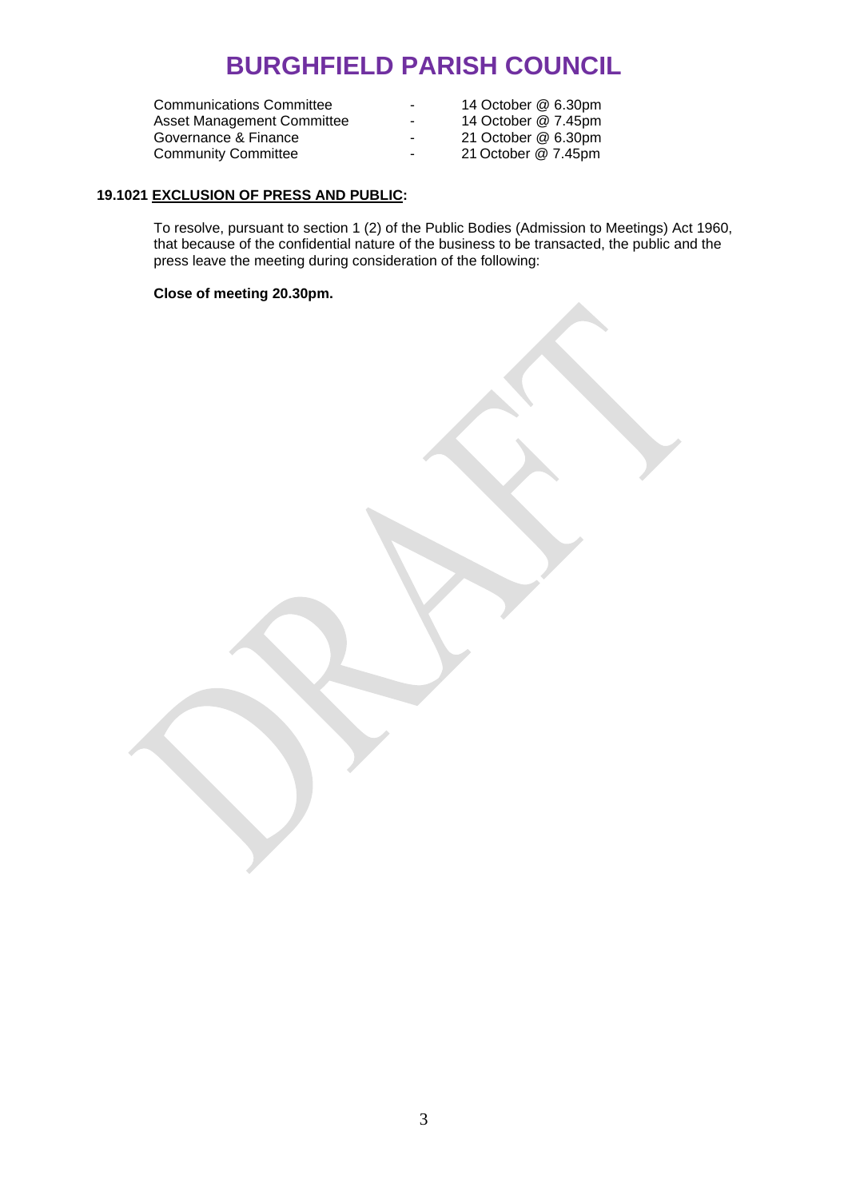# BURGHFIELD PARISH COUNCIL

| | | |
|---|---|---|
| Communications Committee | - | 14 October @ 6.30pm |
| Asset Management Committee | - | 14 October @ 7.45pm |
| Governance & Finance | - | 21 October @ 6.30pm |
| Community Committee | - | 21 October @ 7.45pm |

**19.1021 EXCLUSION OF PRESS AND PUBLIC:**

To resolve, pursuant to section 1 (2) of the Public Bodies (Admission to Meetings) Act 1960, that because of the confidential nature of the business to be transacted, the public and the press leave the meeting during consideration of the following:

**Close of meeting 20.30pm.**

DRAFT